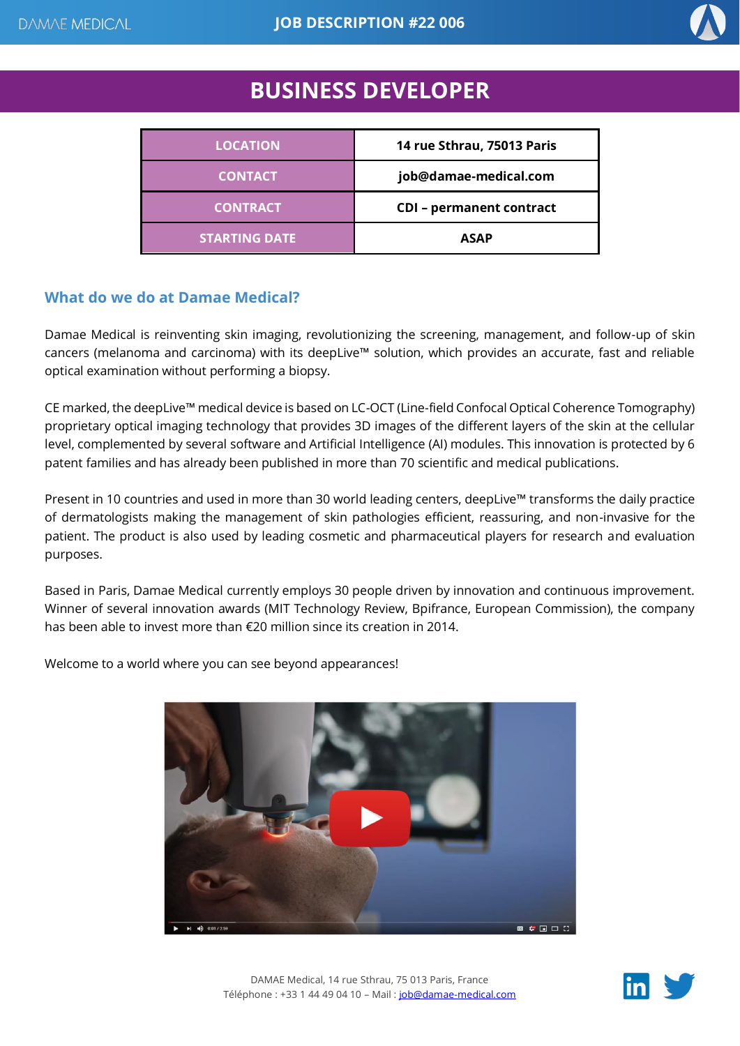# BUSINESS DEVELOPER

| LOCATION | 14 rue Sthrau, 75013 Paris |
|---|---|
| CONTACT | job@damae-medical.com |
| CONTRACT | CDI – permanent contract |
| STARTING DATE | ASAP |

## What do we do at Damae Medical?

Damae Medical is reinventing skin imaging, revolutionizing the screening, management, and follow-up of skin cancers (melanoma and carcinoma) with its deepLive™ solution, which provides an accurate, fast and reliable optical examination without performing a biopsy.

CE marked, the deepLive™ medical device is based on LC-OCT (Line-field Confocal Optical Coherence Tomography) proprietary optical imaging technology that provides 3D images of the different layers of the skin at the cellular level, complemented by several software and Artificial Intelligence (AI) modules. This innovation is protected by 6 patent families and has already been published in more than 70 scientific and medical publications.

Present in 10 countries and used in more than 30 world leading centers, deepLive™ transforms the daily practice of dermatologists making the management of skin pathologies efficient, reassuring, and non-invasive for the patient. The product is also used by leading cosmetic and pharmaceutical players for research and evaluation purposes.

Based in Paris, Damae Medical currently employs 30 people driven by innovation and continuous improvement. Winner of several innovation awards (MIT Technology Review, Bpifrance, European Commission), the company has been able to invest more than €20 million since its creation in 2014.

Welcome to a world where you can see beyond appearances!

DAMAE Medical, 14 rue Sthrau, 75 013 Paris, France
Téléphone : +33 1 44 49 04 10 – Mail : job@damae-medical.com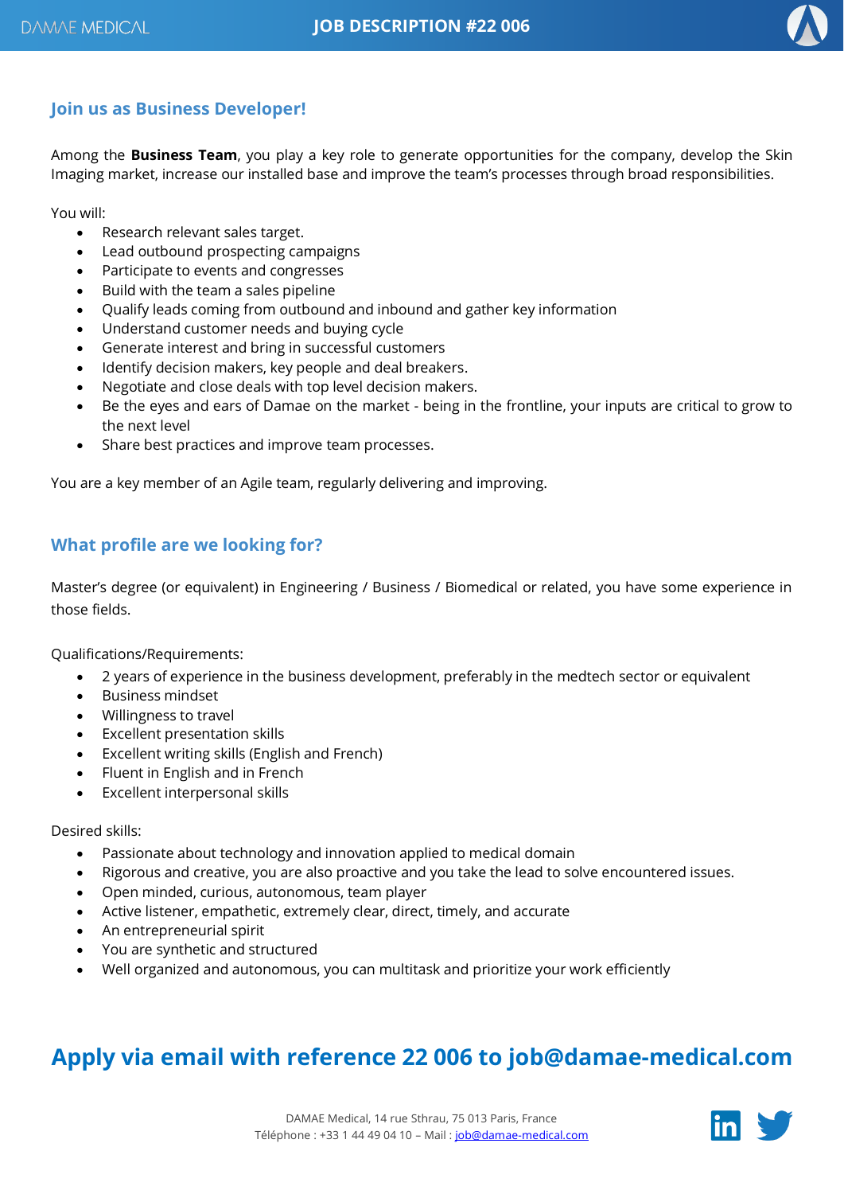## Join us as Business Developer!

Among the **Business Team**, you play a key role to generate opportunities for the company, develop the Skin Imaging market, increase our installed base and improve the team's processes through broad responsibilities.

You will:

- Research relevant sales target.
- Lead outbound prospecting campaigns
- Participate to events and congresses
- Build with the team a sales pipeline
- Qualify leads coming from outbound and inbound and gather key information
- Understand customer needs and buying cycle
- Generate interest and bring in successful customers
- Identify decision makers, key people and deal breakers.
- Negotiate and close deals with top level decision makers.
- Be the eyes and ears of Damae on the market - being in the frontline, your inputs are critical to grow to the next level
- Share best practices and improve team processes.

You are a key member of an Agile team, regularly delivering and improving.

## What profile are we looking for?

Master's degree (or equivalent) in Engineering / Business / Biomedical or related, you have some experience in those fields.

Qualifications/Requirements:

- 2 years of experience in the business development, preferably in the medtech sector or equivalent
- Business mindset
- Willingness to travel
- Excellent presentation skills
- Excellent writing skills (English and French)
- Fluent in English and in French
- Excellent interpersonal skills

Desired skills:

- Passionate about technology and innovation applied to medical domain
- Rigorous and creative, you are also proactive and you take the lead to solve encountered issues.
- Open minded, curious, autonomous, team player
- Active listener, empathetic, extremely clear, direct, timely, and accurate
- An entrepreneurial spirit
- You are synthetic and structured
- Well organized and autonomous, you can multitask and prioritize your work efficiently

# Apply via email with reference 22 006 to job@damae-medical.com

DAMAE Medical, 14 rue Sthrau, 75 013 Paris, France
Téléphone : +33 1 44 49 04 10 – Mail : job@damae-medical.com